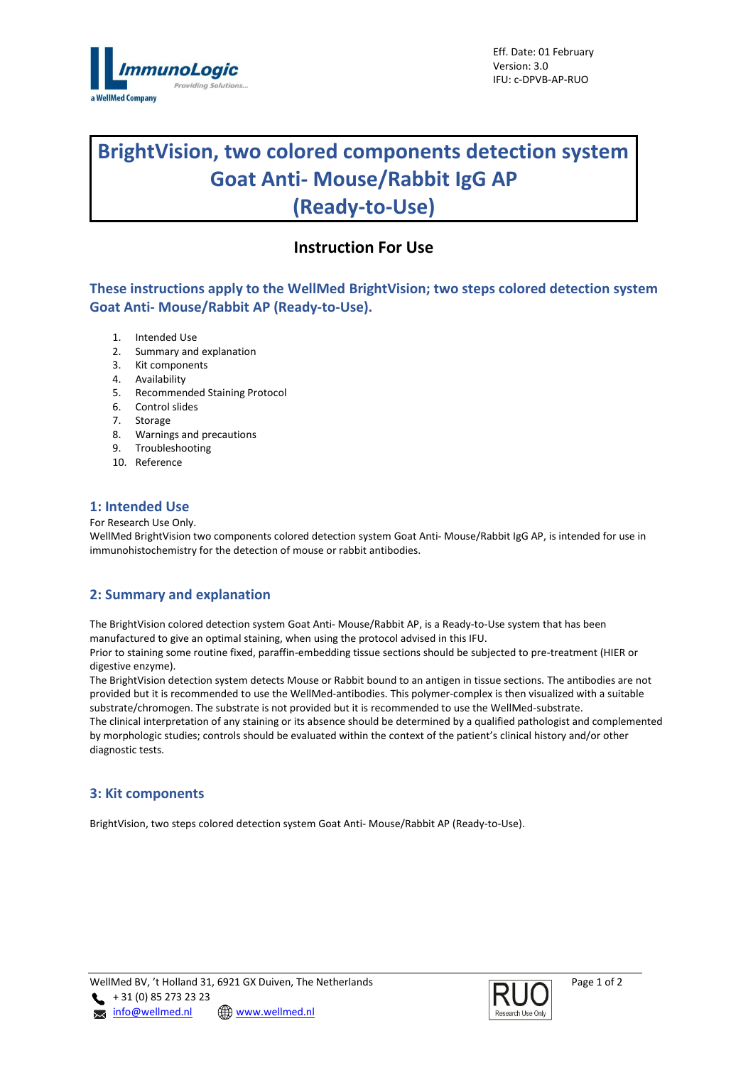Eff. Date: 01 February
Version: 3.0
IFU: c-DPVB-AP-RUO

# BrightVision, two colored components detection system Goat Anti- Mouse/Rabbit IgG AP (Ready-to-Use)

## Instruction For Use

### These instructions apply to the WellMed BrightVision; two steps colored detection system Goat Anti- Mouse/Rabbit AP (Ready-to-Use).

1. Intended Use
2. Summary and explanation
3. Kit components
4. Availability
5. Recommended Staining Protocol
6. Control slides
7. Storage
8. Warnings and precautions
9. Troubleshooting
10. Reference

## 1: Intended Use

For Research Use Only.
WellMed BrightVision two components colored detection system Goat Anti- Mouse/Rabbit IgG AP, is intended for use in immunohistochemistry for the detection of mouse or rabbit antibodies.

## 2: Summary and explanation

The BrightVision colored detection system Goat Anti- Mouse/Rabbit AP, is a Ready-to-Use system that has been manufactured to give an optimal staining, when using the protocol advised in this IFU.
Prior to staining some routine fixed, paraffin-embedding tissue sections should be subjected to pre-treatment (HIER or digestive enzyme).
The BrightVision detection system detects Mouse or Rabbit bound to an antigen in tissue sections. The antibodies are not provided but it is recommended to use the WellMed-antibodies. This polymer-complex is then visualized with a suitable substrate/chromogen. The substrate is not provided but it is recommended to use the WellMed-substrate.
The clinical interpretation of any staining or its absence should be determined by a qualified pathologist and complemented by morphologic studies; controls should be evaluated within the context of the patient's clinical history and/or other diagnostic tests.

## 3: Kit components

BrightVision, two steps colored detection system Goat Anti- Mouse/Rabbit AP (Ready-to-Use).

WellMed BV, 't Holland 31, 6921 GX Duiven, The Netherlands
+ 31 (0) 85 273 23 23
info@wellmed.nl www.wellmed.nl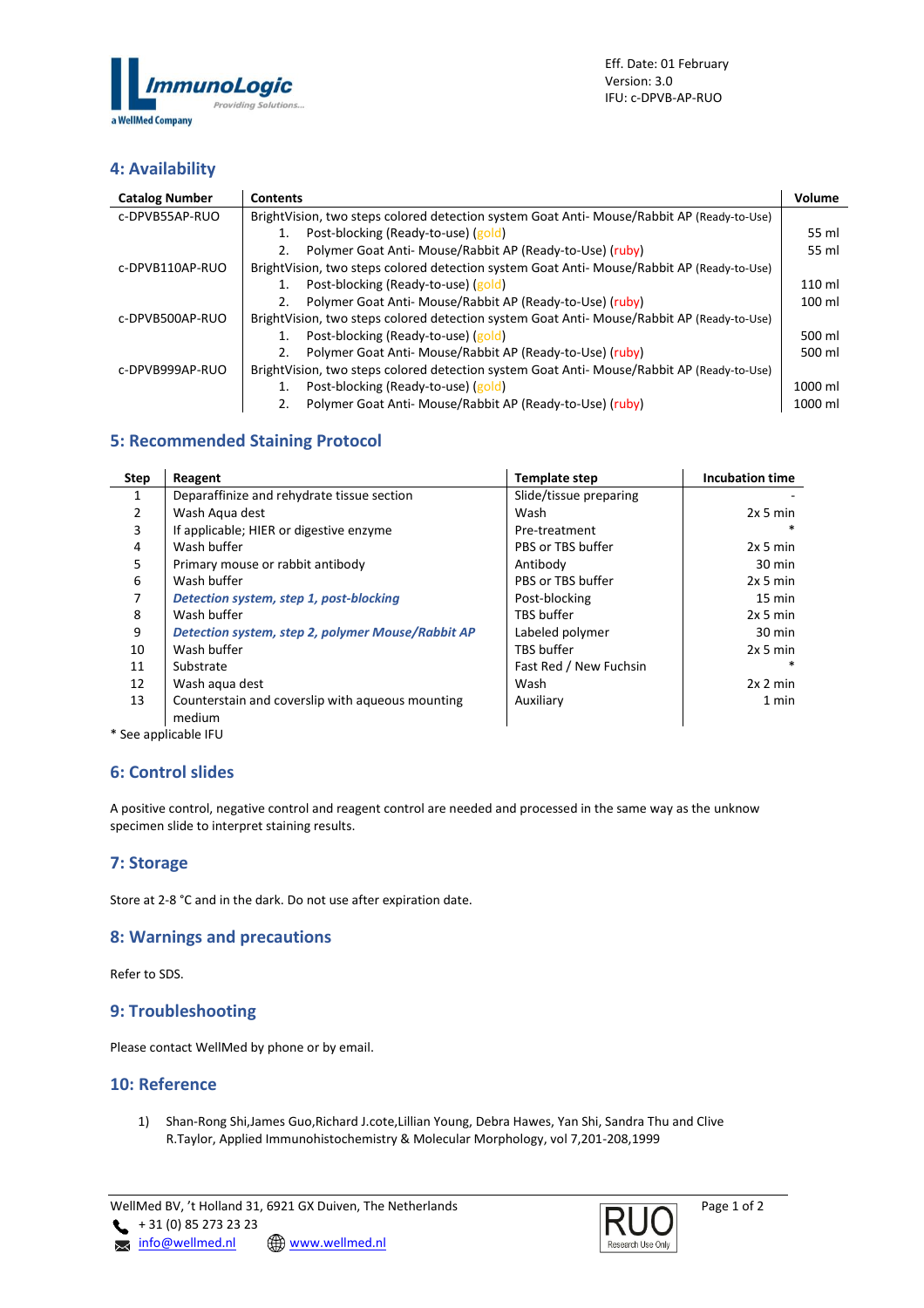## 4: Availability

| Catalog Number | Contents | Volume |
|---|---|---|
| c-DPVB55AP-RUO | BrightVision, two steps colored detection system Goat Anti- Mouse/Rabbit AP (Ready-to-Use) | |
| | 1. Post-blocking (Ready-to-use) (gold) | 55 ml |
| | 2. Polymer Goat Anti- Mouse/Rabbit AP (Ready-to-Use) (ruby) | 55 ml |
| c-DPVB110AP-RUO | BrightVision, two steps colored detection system Goat Anti- Mouse/Rabbit AP (Ready-to-Use) | |
| | 1. Post-blocking (Ready-to-use) (gold) | 110 ml |
| | 2. Polymer Goat Anti- Mouse/Rabbit AP (Ready-to-Use) (ruby) | 100 ml |
| c-DPVB500AP-RUO | BrightVision, two steps colored detection system Goat Anti- Mouse/Rabbit AP (Ready-to-Use) | |
| | 1. Post-blocking (Ready-to-use) (gold) | 500 ml |
| | 2. Polymer Goat Anti- Mouse/Rabbit AP (Ready-to-Use) (ruby) | 500 ml |
| c-DPVB999AP-RUO | BrightVision, two steps colored detection system Goat Anti- Mouse/Rabbit AP (Ready-to-Use) | |
| | 1. Post-blocking (Ready-to-use) (gold) | 1000 ml |
| | 2. Polymer Goat Anti- Mouse/Rabbit AP (Ready-to-Use) (ruby) | 1000 ml |

## 5: Recommended Staining Protocol

| Step | Reagent | Template step | Incubation time |
|---|---|---|---|
| 1 | Deparaffinize and rehydrate tissue section | Slide/tissue preparing | - |
| 2 | Wash Aqua dest | Wash | 2x 5 min |
| 3 | If applicable; HIER or digestive enzyme | Pre-treatment | * |
| 4 | Wash buffer | PBS or TBS buffer | 2x 5 min |
| 5 | Primary mouse or rabbit antibody | Antibody | 30 min |
| 6 | Wash buffer | PBS or TBS buffer | 2x 5 min |
| 7 | ***Detection system, step 1, post-blocking*** | Post-blocking | 15 min |
| 8 | Wash buffer | TBS buffer | 2x 5 min |
| 9 | ***Detection system, step 2, polymer Mouse/Rabbit AP*** | Labeled polymer | 30 min |
| 10 | Wash buffer | TBS buffer | 2x 5 min |
| 11 | Substrate | Fast Red / New Fuchsin | * |
| 12 | Wash aqua dest | Wash | 2x 2 min |
| 13 | Counterstain and coverslip with aqueous mounting medium | Auxiliary | 1 min |

\* See applicable IFU

## 6: Control slides

A positive control, negative control and reagent control are needed and processed in the same way as the unknow specimen slide to interpret staining results.

## 7: Storage

Store at 2-8 °C and in the dark. Do not use after expiration date.

## 8: Warnings and precautions

Refer to SDS.

## 9: Troubleshooting

Please contact WellMed by phone or by email.

## 10: Reference

1) Shan-Rong Shi,James Guo,Richard J.cote,Lillian Young, Debra Hawes, Yan Shi, Sandra Thu and Clive R.Taylor, Applied Immunohistochemistry & Molecular Morphology, vol 7,201-208,1999